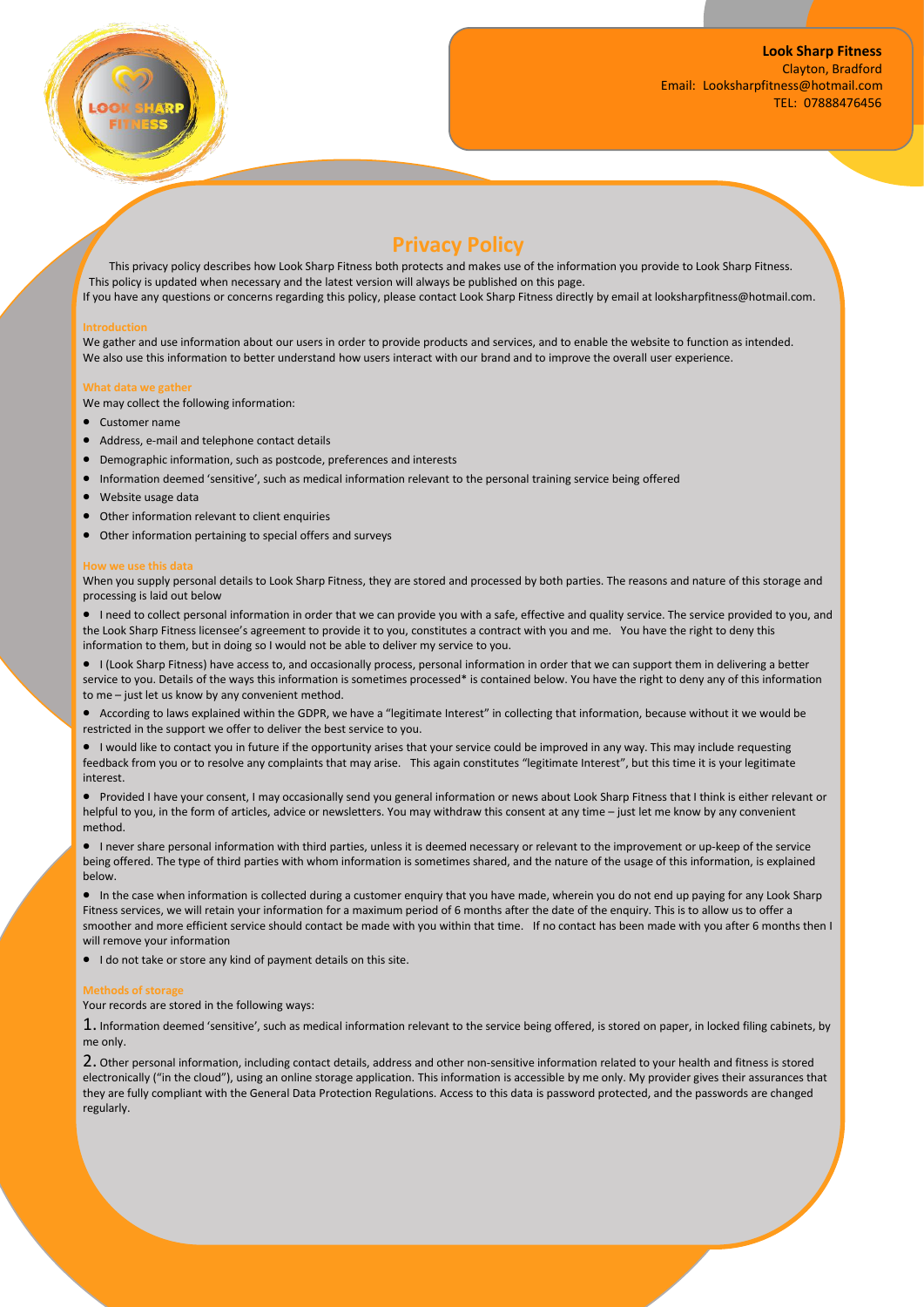**Look Sharp Fitness**
Clayton, Bradford
Email: Looksharpfitness@hotmail.com
TEL: 07888476456

# Privacy Policy

This privacy policy describes how Look Sharp Fitness both protects and makes use of the information you provide to Look Sharp Fitness. This policy is updated when necessary and the latest version will always be published on this page.
If you have any questions or concerns regarding this policy, please contact Look Sharp Fitness directly by email at looksharpfitness@hotmail.com.

## Introduction

We gather and use information about our users in order to provide products and services, and to enable the website to function as intended. We also use this information to better understand how users interact with our brand and to improve the overall user experience.

## What data we gather

We may collect the following information:

- Customer name
- Address, e-mail and telephone contact details
- Demographic information, such as postcode, preferences and interests
- Information deemed 'sensitive', such as medical information relevant to the personal training service being offered
- Website usage data
- Other information relevant to client enquiries
- Other information pertaining to special offers and surveys

## How we use this data

When you supply personal details to Look Sharp Fitness, they are stored and processed by both parties. The reasons and nature of this storage and processing is laid out below

- I need to collect personal information in order that we can provide you with a safe, effective and quality service. The service provided to you, and the Look Sharp Fitness licensee's agreement to provide it to you, constitutes a contract with you and me. You have the right to deny this information to them, but in doing so I would not be able to deliver my service to you.
- I (Look Sharp Fitness) have access to, and occasionally process, personal information in order that we can support them in delivering a better service to you. Details of the ways this information is sometimes processed* is contained below. You have the right to deny any of this information to me – just let us know by any convenient method.
- According to laws explained within the GDPR, we have a "legitimate Interest" in collecting that information, because without it we would be restricted in the support we offer to deliver the best service to you.
- I would like to contact you in future if the opportunity arises that your service could be improved in any way. This may include requesting feedback from you or to resolve any complaints that may arise. This again constitutes "legitimate Interest", but this time it is your legitimate interest.
- Provided I have your consent, I may occasionally send you general information or news about Look Sharp Fitness that I think is either relevant or helpful to you, in the form of articles, advice or newsletters. You may withdraw this consent at any time – just let me know by any convenient method.
- I never share personal information with third parties, unless it is deemed necessary or relevant to the improvement or up-keep of the service being offered. The type of third parties with whom information is sometimes shared, and the nature of the usage of this information, is explained below.
- In the case when information is collected during a customer enquiry that you have made, wherein you do not end up paying for any Look Sharp Fitness services, we will retain your information for a maximum period of 6 months after the date of the enquiry. This is to allow us to offer a smoother and more efficient service should contact be made with you within that time. If no contact has been made with you after 6 months then I will remove your information
- I do not take or store any kind of payment details on this site.

## Methods of storage

Your records are stored in the following ways:

1. Information deemed 'sensitive', such as medical information relevant to the service being offered, is stored on paper, in locked filing cabinets, by me only.

2. Other personal information, including contact details, address and other non-sensitive information related to your health and fitness is stored electronically ("in the cloud"), using an online storage application. This information is accessible by me only. My provider gives their assurances that they are fully compliant with the General Data Protection Regulations. Access to this data is password protected, and the passwords are changed regularly.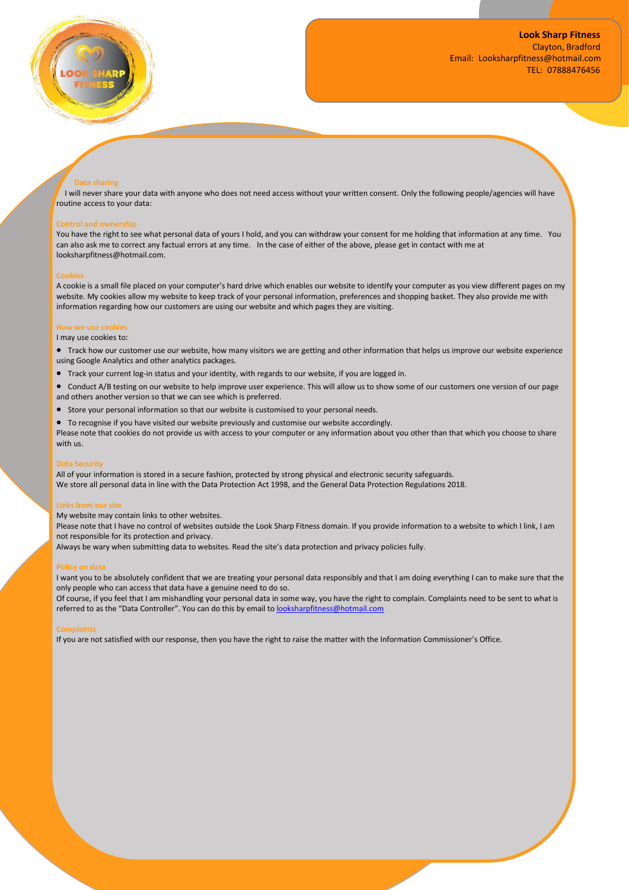**Look Sharp Fitness**
Clayton, Bradford
Email: Looksharpfitness@hotmail.com
TEL: 07888476456

## Data sharing

I will never share your data with anyone who does not need access without your written consent. Only the following people/agencies will have routine access to your data:

## Control and ownership

You have the right to see what personal data of yours I hold, and you can withdraw your consent for me holding that information at any time. You can also ask me to correct any factual errors at any time. In the case of either of the above, please get in contact with me at looksharpfitness@hotmail.com.

## Cookies

A cookie is a small file placed on your computer's hard drive which enables our website to identify your computer as you view different pages on my website. My cookies allow my website to keep track of your personal information, preferences and shopping basket. They also provide me with information regarding how our customers are using our website and which pages they are visiting.

## How we use cookies

I may use cookies to:

- Track how our customer use our website, how many visitors we are getting and other information that helps us improve our website experience using Google Analytics and other analytics packages.
- Track your current log-in status and your identity, with regards to our website, if you are logged in.
- Conduct A/B testing on our website to help improve user experience. This will allow us to show some of our customers one version of our page and others another version so that we can see which is preferred.
- Store your personal information so that our website is customised to your personal needs.
- To recognise if you have visited our website previously and customise our website accordingly.

Please note that cookies do not provide us with access to your computer or any information about you other than that which you choose to share with us.

## Data Security

All of your information is stored in a secure fashion, protected by strong physical and electronic security safeguards.
We store all personal data in line with the Data Protection Act 1998, and the General Data Protection Regulations 2018.

## Links from our site

My website may contain links to other websites.
Please note that I have no control of websites outside the Look Sharp Fitness domain. If you provide information to a website to which I link, I am not responsible for its protection and privacy.
Always be wary when submitting data to websites. Read the site's data protection and privacy policies fully.

## Policy on data

I want you to be absolutely confident that we are treating your personal data responsibly and that I am doing everything I can to make sure that the only people who can access that data have a genuine need to do so.
Of course, if you feel that I am mishandling your personal data in some way, you have the right to complain. Complaints need to be sent to what is referred to as the "Data Controller". You can do this by email to looksharpfitness@hotmail.com

## Complaints

If you are not satisfied with our response, then you have the right to raise the matter with the Information Commissioner's Office.